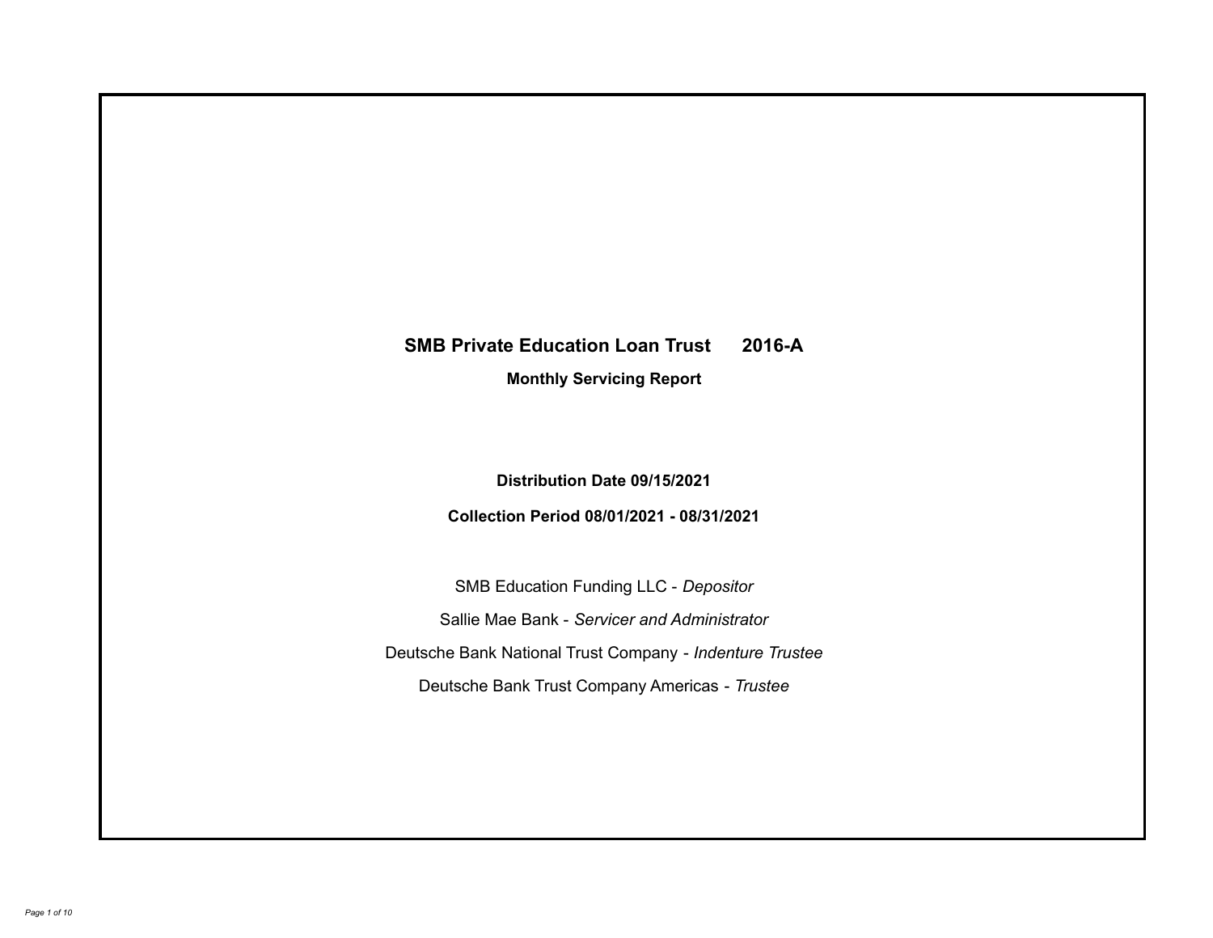# SMB Private Education Loan Trust 2016-A

## Monthly Servicing Report

**Distribution Date 09/15/2021**

**Collection Period 08/01/2021 - 08/31/2021**

SMB Education Funding LLC - *Depositor*

Sallie Mae Bank - *Servicer and Administrator*

Deutsche Bank National Trust Company - *Indenture Trustee*

Deutsche Bank Trust Company Americas - *Trustee*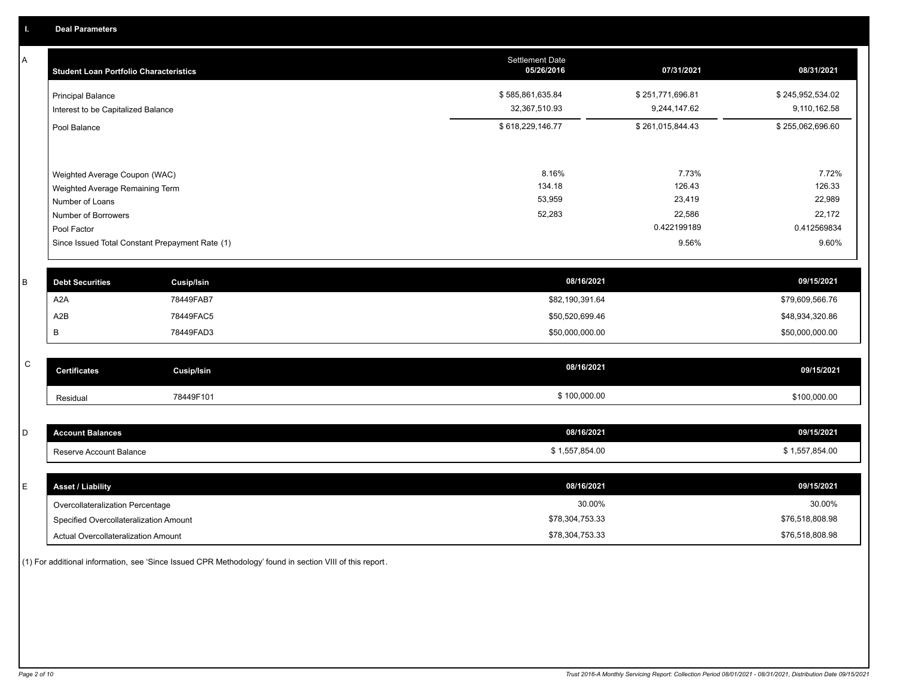## I. Deal Parameters

### A

| Student Loan Portfolio Characteristics | Settlement Date 05/26/2016 | 07/31/2021 | 08/31/2021 |
|---|---|---|---|
| Principal Balance | $ 585,861,635.84 | $ 251,771,696.81 | $ 245,952,534.02 |
| Interest to be Capitalized Balance | 32,367,510.93 | 9,244,147.62 | 9,110,162.58 |
| Pool Balance | $ 618,229,146.77 | $ 261,015,844.43 | $ 255,062,696.60 |
| Weighted Average Coupon (WAC) | 8.16% | 7.73% | 7.72% |
| Weighted Average Remaining Term | 134.18 | 126.43 | 126.33 |
| Number of Loans | 53,959 | 23,419 | 22,989 |
| Number of Borrowers | 52,283 | 22,586 | 22,172 |
| Pool Factor | | 0.422199189 | 0.412569834 |
| Since Issued Total Constant Prepayment Rate (1) | | 9.56% | 9.60% |

### B

| Debt Securities | Cusip/Isin | 08/16/2021 | 09/15/2021 |
|---|---|---|---|
| A2A | 78449FAB7 | $82,190,391.64 | $79,609,566.76 |
| A2B | 78449FAC5 | $50,520,699.46 | $48,934,320.86 |
| B | 78449FAD3 | $50,000,000.00 | $50,000,000.00 |

### C

| Certificates | Cusip/Isin | 08/16/2021 | 09/15/2021 |
|---|---|---|---|
| Residual | 78449F101 | $ 100,000.00 | $100,000.00 |

### D

| Account Balances | 08/16/2021 | 09/15/2021 |
|---|---|---|
| Reserve Account Balance | $ 1,557,854.00 | $ 1,557,854.00 |

### E

| Asset / Liability | 08/16/2021 | 09/15/2021 |
|---|---|---|
| Overcollateralization Percentage | 30.00% | 30.00% |
| Specified Overcollateralization Amount | $78,304,753.33 | $76,518,808.98 |
| Actual Overcollateralization Amount | $78,304,753.33 | $76,518,808.98 |

(1) For additional information, see 'Since Issued CPR Methodology' found in section VIII of this report.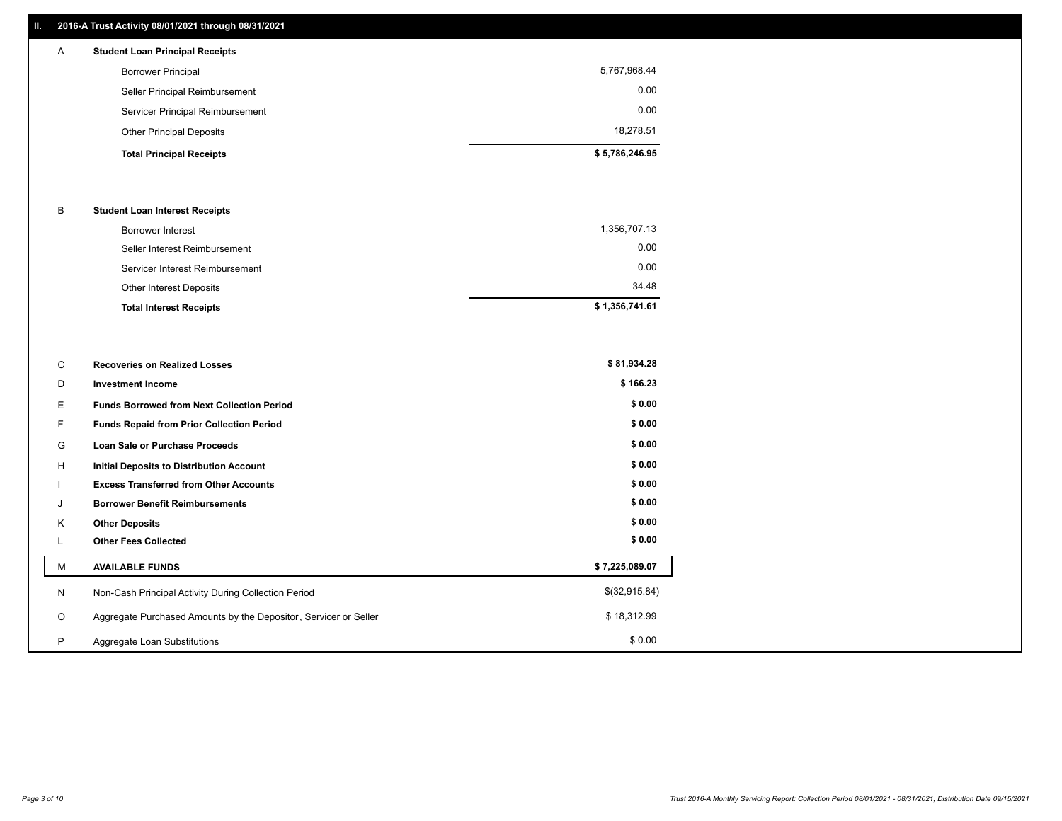## II. 2016-A Trust Activity 08/01/2021 through 08/31/2021

| | | |
|---|---|---|
| A | **Student Loan Principal Receipts** | |
| | Borrower Principal | 5,767,968.44 |
| | Seller Principal Reimbursement | 0.00 |
| | Servicer Principal Reimbursement | 0.00 |
| | Other Principal Deposits | 18,278.51 |
| | **Total Principal Receipts** | **$ 5,786,246.95** |
| B | **Student Loan Interest Receipts** | |
| | Borrower Interest | 1,356,707.13 |
| | Seller Interest Reimbursement | 0.00 |
| | Servicer Interest Reimbursement | 0.00 |
| | Other Interest Deposits | 34.48 |
| | **Total Interest Receipts** | **$ 1,356,741.61** |
| C | **Recoveries on Realized Losses** | **$ 81,934.28** |
| D | **Investment Income** | **$ 166.23** |
| E | **Funds Borrowed from Next Collection Period** | **$ 0.00** |
| F | **Funds Repaid from Prior Collection Period** | **$ 0.00** |
| G | **Loan Sale or Purchase Proceeds** | **$ 0.00** |
| H | **Initial Deposits to Distribution Account** | **$ 0.00** |
| I | **Excess Transferred from Other Accounts** | **$ 0.00** |
| J | **Borrower Benefit Reimbursements** | **$ 0.00** |
| K | **Other Deposits** | **$ 0.00** |
| L | **Other Fees Collected** | **$ 0.00** |
| M | **AVAILABLE FUNDS** | **$ 7,225,089.07** |
| N | Non-Cash Principal Activity During Collection Period | $(32,915.84) |
| O | Aggregate Purchased Amounts by the Depositor, Servicer or Seller | $ 18,312.99 |
| P | Aggregate Loan Substitutions | $ 0.00 |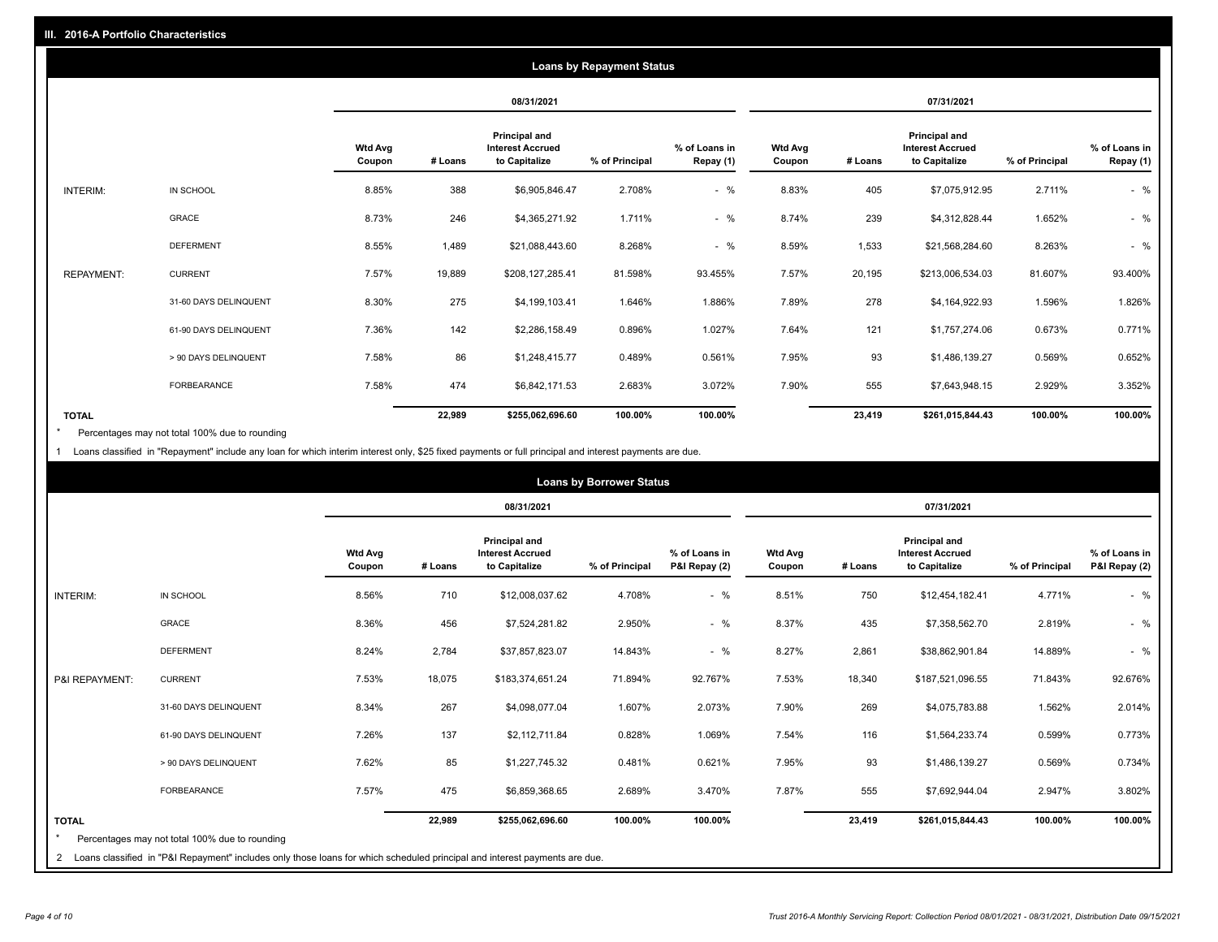## III. 2016-A Portfolio Characteristics

### Loans by Repayment Status

| | | 08/31/2021 | | | | | 07/31/2021 | | | | |
|---|---|---|---|---|---|---|---|---|---|---|---|
| | | Wtd Avg Coupon | # Loans | Principal and Interest Accrued to Capitalize | % of Principal | % of Loans in Repay (1) | Wtd Avg Coupon | # Loans | Principal and Interest Accrued to Capitalize | % of Principal | % of Loans in Repay (1) |
| INTERIM: | IN SCHOOL | 8.85% | 388 | $6,905,846.47 | 2.708% | - % | 8.83% | 405 | $7,075,912.95 | 2.711% | - % |
| | GRACE | 8.73% | 246 | $4,365,271.92 | 1.711% | - % | 8.74% | 239 | $4,312,828.44 | 1.652% | - % |
| | DEFERMENT | 8.55% | 1,489 | $21,088,443.60 | 8.268% | - % | 8.59% | 1,533 | $21,568,284.60 | 8.263% | - % |
| REPAYMENT: | CURRENT | 7.57% | 19,889 | $208,127,285.41 | 81.598% | 93.455% | 7.57% | 20,195 | $213,006,534.03 | 81.607% | 93.400% |
| | 31-60 DAYS DELINQUENT | 8.30% | 275 | $4,199,103.41 | 1.646% | 1.886% | 7.89% | 278 | $4,164,922.93 | 1.596% | 1.826% |
| | 61-90 DAYS DELINQUENT | 7.36% | 142 | $2,286,158.49 | 0.896% | 1.027% | 7.64% | 121 | $1,757,274.06 | 0.673% | 0.771% |
| | > 90 DAYS DELINQUENT | 7.58% | 86 | $1,248,415.77 | 0.489% | 0.561% | 7.95% | 93 | $1,486,139.27 | 0.569% | 0.652% |
| | FORBEARANCE | 7.58% | 474 | $6,842,171.53 | 2.683% | 3.072% | 7.90% | 555 | $7,643,948.15 | 2.929% | 3.352% |
| TOTAL | | | 22,989 | $255,062,696.60 | 100.00% | 100.00% | | 23,419 | $261,015,844.43 | 100.00% | 100.00% |

\* Percentages may not total 100% due to rounding

1 Loans classified in "Repayment" include any loan for which interim interest only, $25 fixed payments or full principal and interest payments are due.

### Loans by Borrower Status

| | | 08/31/2021 | | | | | 07/31/2021 | | | | |
|---|---|---|---|---|---|---|---|---|---|---|---|
| | | Wtd Avg Coupon | # Loans | Principal and Interest Accrued to Capitalize | % of Principal | % of Loans in P&I Repay (2) | Wtd Avg Coupon | # Loans | Principal and Interest Accrued to Capitalize | % of Principal | % of Loans in P&I Repay (2) |
| INTERIM: | IN SCHOOL | 8.56% | 710 | $12,008,037.62 | 4.708% | - % | 8.51% | 750 | $12,454,182.41 | 4.771% | - % |
| | GRACE | 8.36% | 456 | $7,524,281.82 | 2.950% | - % | 8.37% | 435 | $7,358,562.70 | 2.819% | - % |
| | DEFERMENT | 8.24% | 2,784 | $37,857,823.07 | 14.843% | - % | 8.27% | 2,861 | $38,862,901.84 | 14.889% | - % |
| P&I REPAYMENT: | CURRENT | 7.53% | 18,075 | $183,374,651.24 | 71.894% | 92.767% | 7.53% | 18,340 | $187,521,096.55 | 71.843% | 92.676% |
| | 31-60 DAYS DELINQUENT | 8.34% | 267 | $4,098,077.04 | 1.607% | 2.073% | 7.90% | 269 | $4,075,783.88 | 1.562% | 2.014% |
| | 61-90 DAYS DELINQUENT | 7.26% | 137 | $2,112,711.84 | 0.828% | 1.069% | 7.54% | 116 | $1,564,233.74 | 0.599% | 0.773% |
| | > 90 DAYS DELINQUENT | 7.62% | 85 | $1,227,745.32 | 0.481% | 0.621% | 7.95% | 93 | $1,486,139.27 | 0.569% | 0.734% |
| | FORBEARANCE | 7.57% | 475 | $6,859,368.65 | 2.689% | 3.470% | 7.87% | 555 | $7,692,944.04 | 2.947% | 3.802% |
| TOTAL | | | 22,989 | $255,062,696.60 | 100.00% | 100.00% | | 23,419 | $261,015,844.43 | 100.00% | 100.00% |

\* Percentages may not total 100% due to rounding

2 Loans classified in "P&I Repayment" includes only those loans for which scheduled principal and interest payments are due.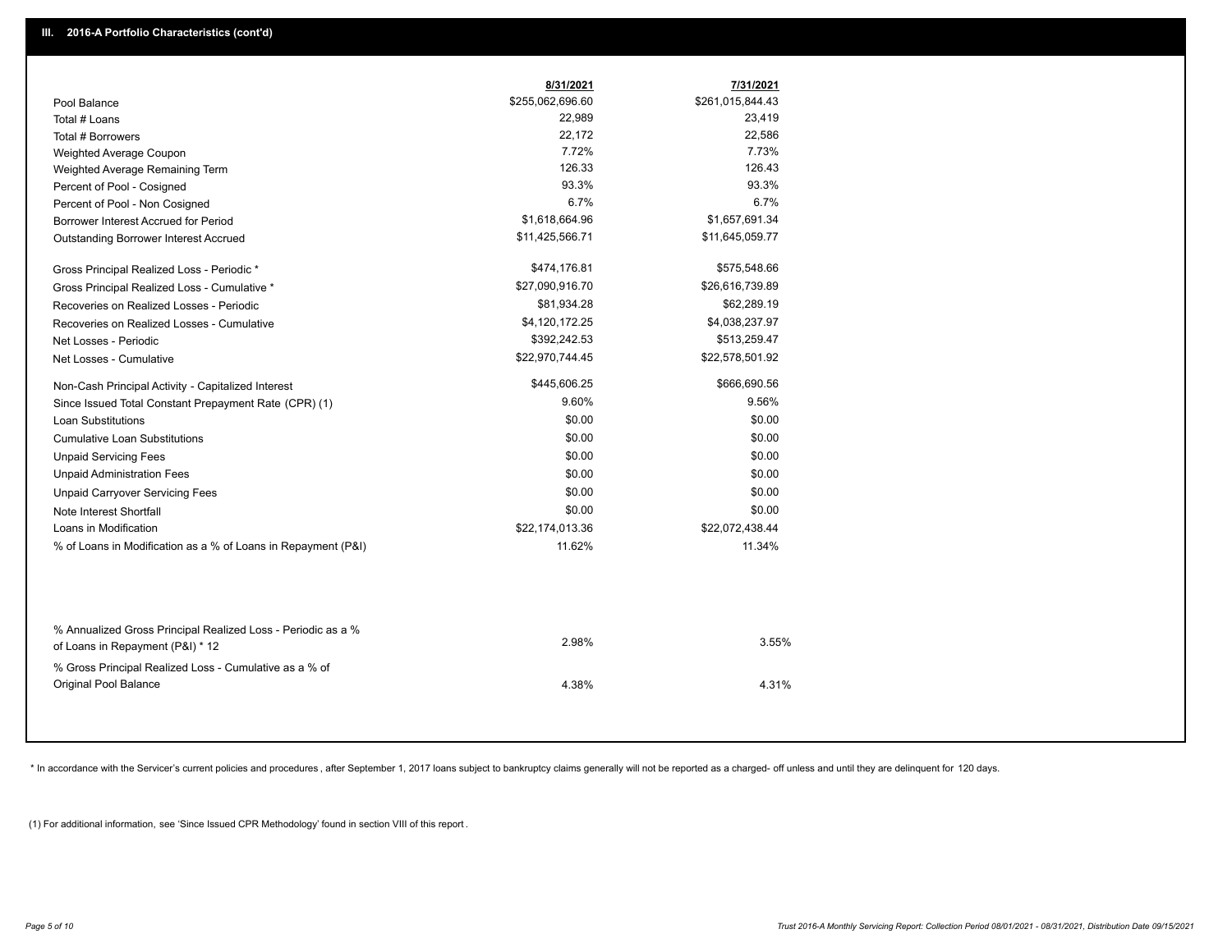## III. 2016-A Portfolio Characteristics (cont'd)

| | 8/31/2021 | 7/31/2021 |
|---|---|---|
| Pool Balance | $255,062,696.60 | $261,015,844.43 |
| Total # Loans | 22,989 | 23,419 |
| Total # Borrowers | 22,172 | 22,586 |
| Weighted Average Coupon | 7.72% | 7.73% |
| Weighted Average Remaining Term | 126.33 | 126.43 |
| Percent of Pool - Cosigned | 93.3% | 93.3% |
| Percent of Pool - Non Cosigned | 6.7% | 6.7% |
| Borrower Interest Accrued for Period | $1,618,664.96 | $1,657,691.34 |
| Outstanding Borrower Interest Accrued | $11,425,566.71 | $11,645,059.77 |
| Gross Principal Realized Loss - Periodic * | $474,176.81 | $575,548.66 |
| Gross Principal Realized Loss - Cumulative * | $27,090,916.70 | $26,616,739.89 |
| Recoveries on Realized Losses - Periodic | $81,934.28 | $62,289.19 |
| Recoveries on Realized Losses - Cumulative | $4,120,172.25 | $4,038,237.97 |
| Net Losses - Periodic | $392,242.53 | $513,259.47 |
| Net Losses - Cumulative | $22,970,744.45 | $22,578,501.92 |
| Non-Cash Principal Activity - Capitalized Interest | $445,606.25 | $666,690.56 |
| Since Issued Total Constant Prepayment Rate (CPR) (1) | 9.60% | 9.56% |
| Loan Substitutions | $0.00 | $0.00 |
| Cumulative Loan Substitutions | $0.00 | $0.00 |
| Unpaid Servicing Fees | $0.00 | $0.00 |
| Unpaid Administration Fees | $0.00 | $0.00 |
| Unpaid Carryover Servicing Fees | $0.00 | $0.00 |
| Note Interest Shortfall | $0.00 | $0.00 |
| Loans in Modification | $22,174,013.36 | $22,072,438.44 |
| % of Loans in Modification as a % of Loans in Repayment (P&I) | 11.62% | 11.34% |
| % Annualized Gross Principal Realized Loss - Periodic as a % of Loans in Repayment (P&I) * 12 | 2.98% | 3.55% |
| % Gross Principal Realized Loss - Cumulative as a % of Original Pool Balance | 4.38% | 4.31% |

* In accordance with the Servicer's current policies and procedures , after September 1, 2017 loans subject to bankruptcy claims generally will not be reported as a charged- off unless and until they are delinquent for 120 days.

(1) For additional information, see 'Since Issued CPR Methodology' found in section VIII of this report .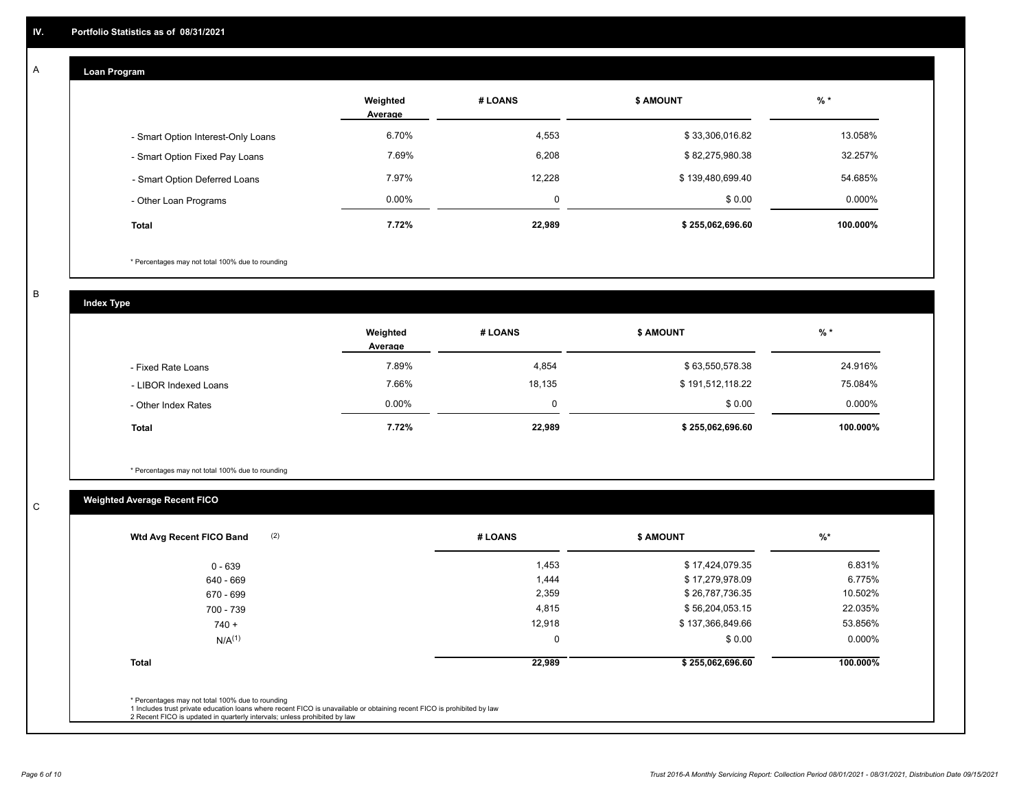## IV. Portfolio Statistics as of 08/31/2021

### A Loan Program

| | Weighted Average | # LOANS | $ AMOUNT | % * |
|---|---|---|---|---|
| - Smart Option Interest-Only Loans | 6.70% | 4,553 | $ 33,306,016.82 | 13.058% |
| - Smart Option Fixed Pay Loans | 7.69% | 6,208 | $ 82,275,980.38 | 32.257% |
| - Smart Option Deferred Loans | 7.97% | 12,228 | $ 139,480,699.40 | 54.685% |
| - Other Loan Programs | 0.00% | 0 | $ 0.00 | 0.000% |
| **Total** | **7.72%** | **22,989** | **$ 255,062,696.60** | **100.000%** |

* Percentages may not total 100% due to rounding

### B Index Type

| | Weighted Average | # LOANS | $ AMOUNT | % * |
|---|---|---|---|---|
| - Fixed Rate Loans | 7.89% | 4,854 | $ 63,550,578.38 | 24.916% |
| - LIBOR Indexed Loans | 7.66% | 18,135 | $ 191,512,118.22 | 75.084% |
| - Other Index Rates | 0.00% | 0 | $ 0.00 | 0.000% |
| **Total** | **7.72%** | **22,989** | **$ 255,062,696.60** | **100.000%** |

* Percentages may not total 100% due to rounding

### C Weighted Average Recent FICO

| Wtd Avg Recent FICO Band (2) | # LOANS | $ AMOUNT | %* |
|---|---|---|---|
| 0 - 639 | 1,453 | $ 17,424,079.35 | 6.831% |
| 640 - 669 | 1,444 | $ 17,279,978.09 | 6.775% |
| 670 - 699 | 2,359 | $ 26,787,736.35 | 10.502% |
| 700 - 739 | 4,815 | $ 56,204,053.15 | 22.035% |
| 740 + | 12,918 | $ 137,366,849.66 | 53.856% |
| N/A(1) | 0 | $ 0.00 | 0.000% |
| **Total** | **22,989** | **$ 255,062,696.60** | **100.000%** |

* Percentages may not total 100% due to rounding
1 Includes trust private education loans where recent FICO is unavailable or obtaining recent FICO is prohibited by law
2 Recent FICO is updated in quarterly intervals; unless prohibited by law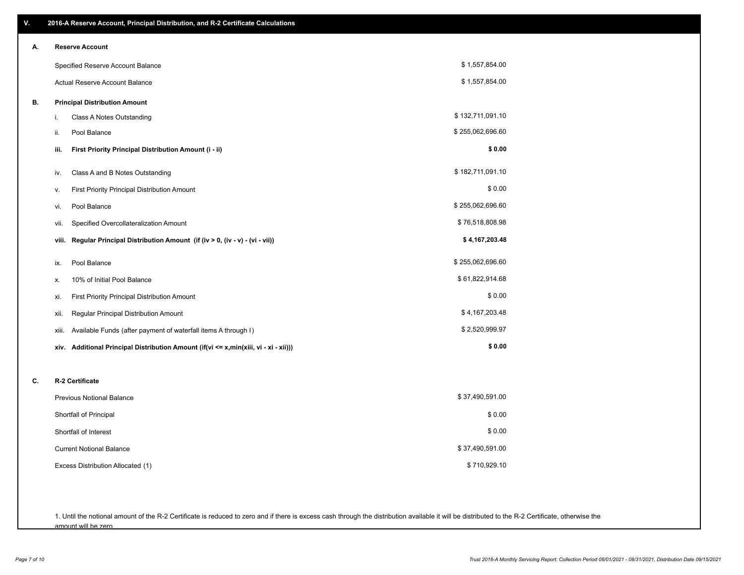## V. 2016-A Reserve Account, Principal Distribution, and R-2 Certificate Calculations

### A. Reserve Account

| | |
|---|---|
| Specified Reserve Account Balance | $ 1,557,854.00 |
| Actual Reserve Account Balance | $ 1,557,854.00 |

### B. Principal Distribution Amount

| | | |
|---|---|---|
| i. | Class A Notes Outstanding | $ 132,711,091.10 |
| ii. | Pool Balance | $ 255,062,696.60 |
| **iii.** | **First Priority Principal Distribution Amount (i - ii)** | **$ 0.00** |
| iv. | Class A and B Notes Outstanding | $ 182,711,091.10 |
| v. | First Priority Principal Distribution Amount | $ 0.00 |
| vi. | Pool Balance | $ 255,062,696.60 |
| vii. | Specified Overcollateralization Amount | $ 76,518,808.98 |
| **viii.** | **Regular Principal Distribution Amount (if (iv > 0, (iv - v) - (vi - vii))** | **$ 4,167,203.48** |
| ix. | Pool Balance | $ 255,062,696.60 |
| x. | 10% of Initial Pool Balance | $ 61,822,914.68 |
| xi. | First Priority Principal Distribution Amount | $ 0.00 |
| xii. | Regular Principal Distribution Amount | $ 4,167,203.48 |
| xiii. | Available Funds (after payment of waterfall items A through I) | $ 2,520,999.97 |
| **xiv.** | **Additional Principal Distribution Amount (if(vi <= x,min(xiii, vi - xi - xii)))** | **$ 0.00** |

### C. R-2 Certificate

| | |
|---|---|
| Previous Notional Balance | $ 37,490,591.00 |
| Shortfall of Principal | $ 0.00 |
| Shortfall of Interest | $ 0.00 |
| Current Notional Balance | $ 37,490,591.00 |
| Excess Distribution Allocated (1) | $ 710,929.10 |

1. Until the notional amount of the R-2 Certificate is reduced to zero and if there is excess cash through the distribution available it will be distributed to the R-2 Certificate, otherwise the amount will be zero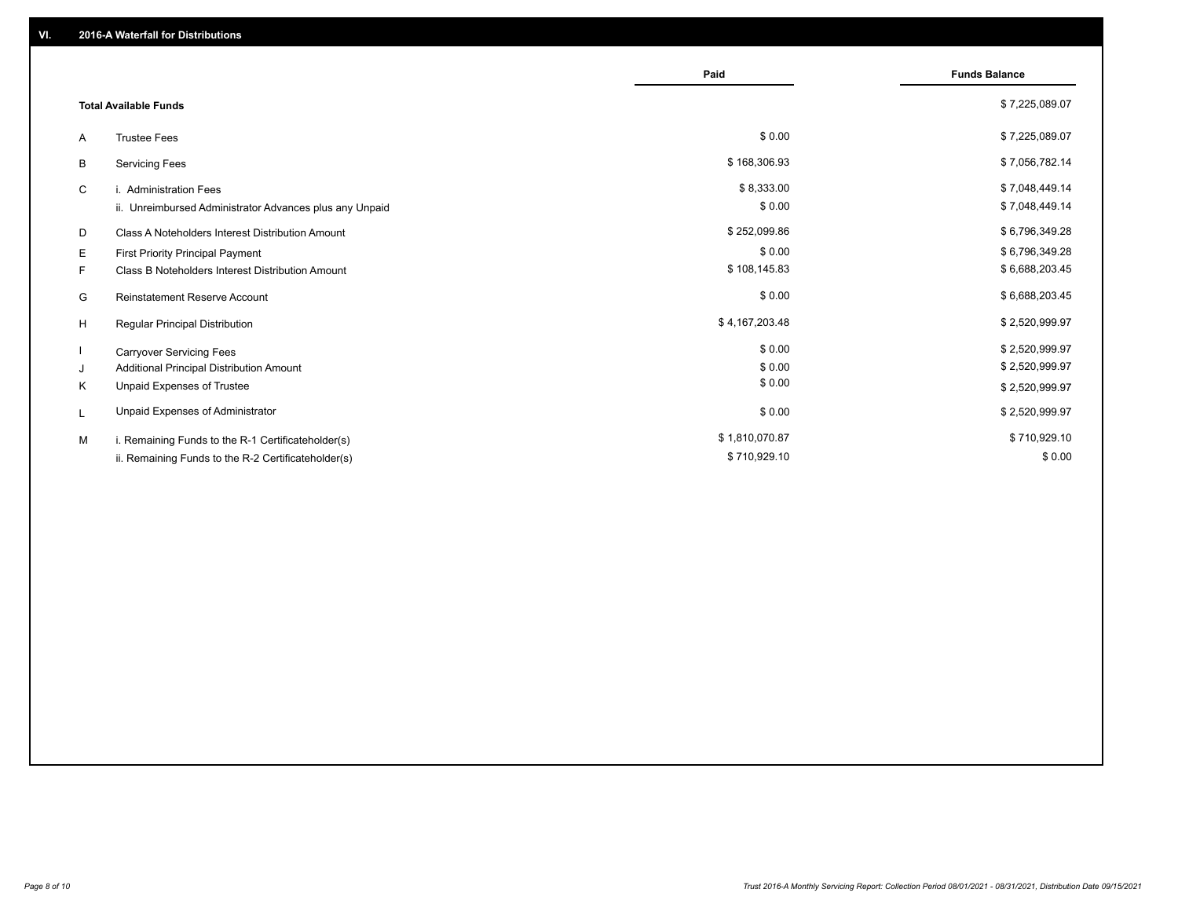## VI. 2016-A Waterfall for Distributions

| | | Paid | Funds Balance |
|---|---|---|---|
| | **Total Available Funds** | | $ 7,225,089.07 |
| A | Trustee Fees | $ 0.00 | $ 7,225,089.07 |
| B | Servicing Fees | $ 168,306.93 | $ 7,056,782.14 |
| C | i. Administration Fees | $ 8,333.00 | $ 7,048,449.14 |
| | ii. Unreimbursed Administrator Advances plus any Unpaid | $ 0.00 | $ 7,048,449.14 |
| D | Class A Noteholders Interest Distribution Amount | $ 252,099.86 | $ 6,796,349.28 |
| E | First Priority Principal Payment | $ 0.00 | $ 6,796,349.28 |
| F | Class B Noteholders Interest Distribution Amount | $ 108,145.83 | $ 6,688,203.45 |
| G | Reinstatement Reserve Account | $ 0.00 | $ 6,688,203.45 |
| H | Regular Principal Distribution | $ 4,167,203.48 | $ 2,520,999.97 |
| I | Carryover Servicing Fees | $ 0.00 | $ 2,520,999.97 |
| J | Additional Principal Distribution Amount | $ 0.00 | $ 2,520,999.97 |
| K | Unpaid Expenses of Trustee | $ 0.00 | $ 2,520,999.97 |
| L | Unpaid Expenses of Administrator | $ 0.00 | $ 2,520,999.97 |
| M | i. Remaining Funds to the R-1 Certificateholder(s) | $ 1,810,070.87 | $ 710,929.10 |
| | ii. Remaining Funds to the R-2 Certificateholder(s) | $ 710,929.10 | $ 0.00 |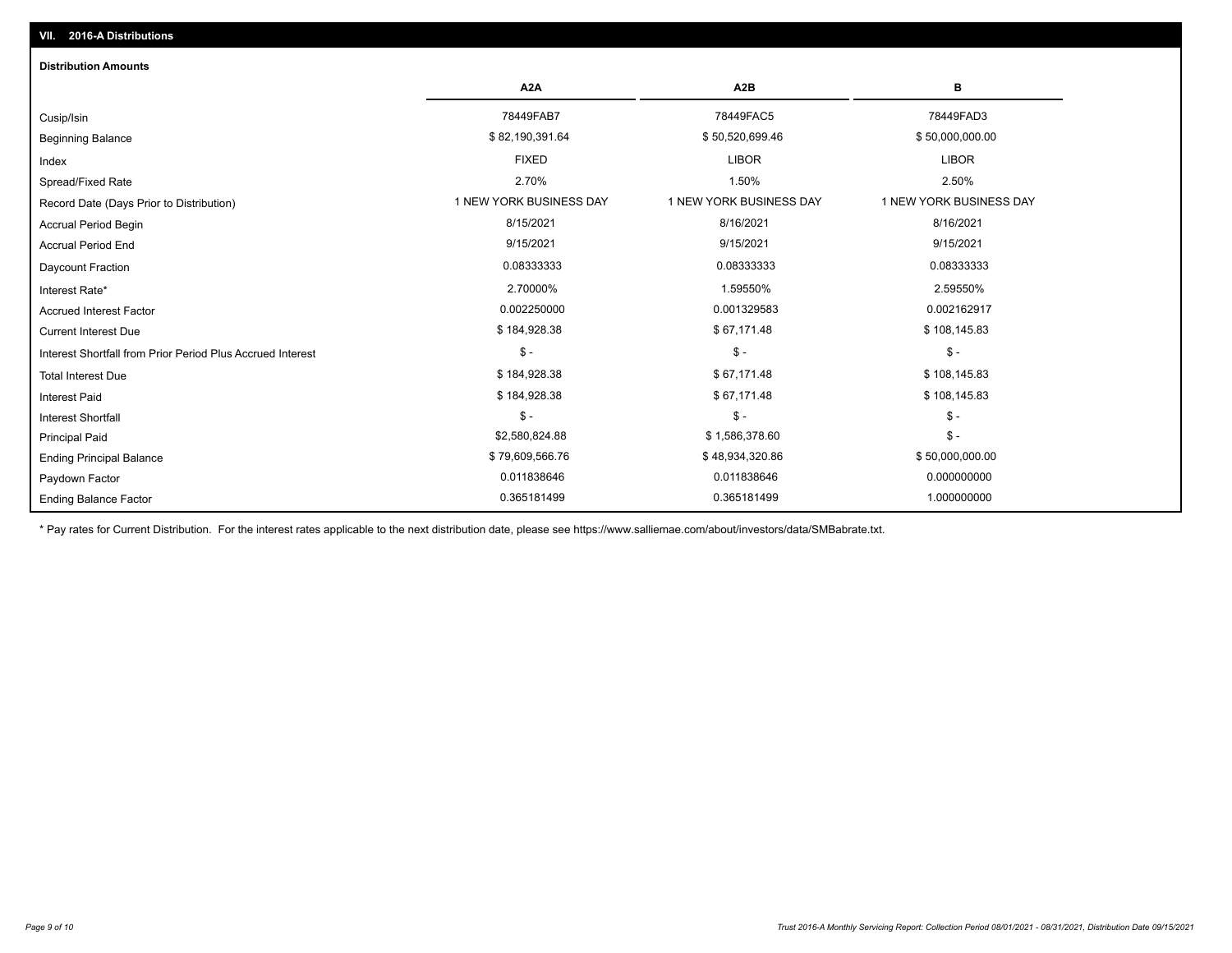## VII. 2016-A Distributions

### Distribution Amounts

| | A2A | A2B | B |
|---|---|---|---|
| Cusip/Isin | 78449FAB7 | 78449FAC5 | 78449FAD3 |
| Beginning Balance | $ 82,190,391.64 | $ 50,520,699.46 | $ 50,000,000.00 |
| Index | FIXED | LIBOR | LIBOR |
| Spread/Fixed Rate | 2.70% | 1.50% | 2.50% |
| Record Date (Days Prior to Distribution) | 1 NEW YORK BUSINESS DAY | 1 NEW YORK BUSINESS DAY | 1 NEW YORK BUSINESS DAY |
| Accrual Period Begin | 8/15/2021 | 8/16/2021 | 8/16/2021 |
| Accrual Period End | 9/15/2021 | 9/15/2021 | 9/15/2021 |
| Daycount Fraction | 0.08333333 | 0.08333333 | 0.08333333 |
| Interest Rate* | 2.70000% | 1.59550% | 2.59550% |
| Accrued Interest Factor | 0.002250000 | 0.001329583 | 0.002162917 |
| Current Interest Due | $ 184,928.38 | $ 67,171.48 | $ 108,145.83 |
| Interest Shortfall from Prior Period Plus Accrued Interest | $ - | $ - | $ - |
| Total Interest Due | $ 184,928.38 | $ 67,171.48 | $ 108,145.83 |
| Interest Paid | $ 184,928.38 | $ 67,171.48 | $ 108,145.83 |
| Interest Shortfall | $ - | $ - | $ - |
| Principal Paid | $2,580,824.88 | $ 1,586,378.60 | $ - |
| Ending Principal Balance | $ 79,609,566.76 | $ 48,934,320.86 | $ 50,000,000.00 |
| Paydown Factor | 0.011838646 | 0.011838646 | 0.000000000 |
| Ending Balance Factor | 0.365181499 | 0.365181499 | 1.000000000 |

* Pay rates for Current Distribution. For the interest rates applicable to the next distribution date, please see https://www.salliemae.com/about/investors/data/SMBabrate.txt.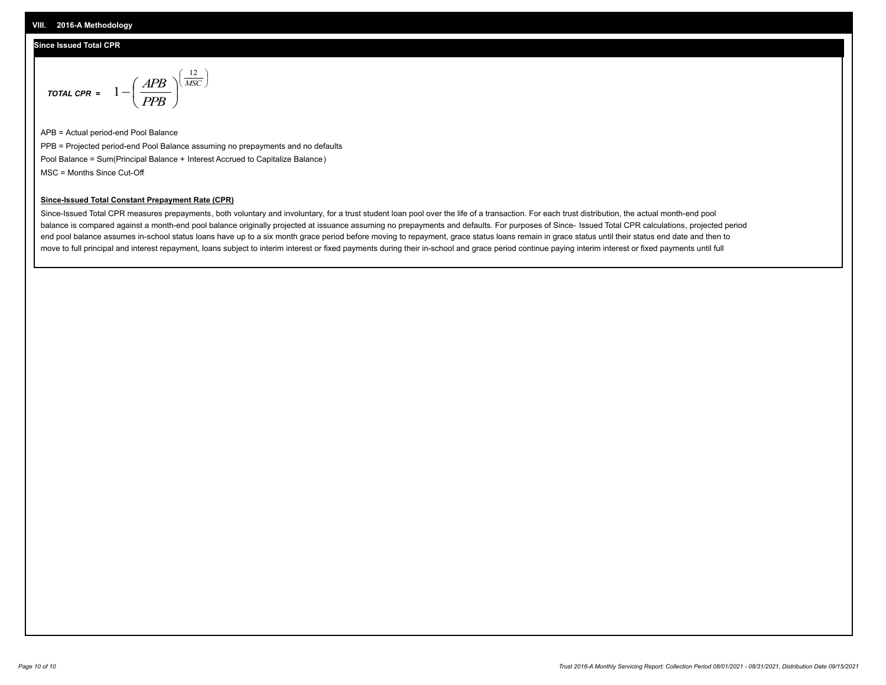## VIII. 2016-A Methodology

### Since Issued Total CPR

$$\textit{TOTAL CPR} = 1 - \left( \frac{APB}{PPB} \right)^{\left( \frac{12}{MSC} \right)}$$

APB = Actual period-end Pool Balance

PPB = Projected period-end Pool Balance assuming no prepayments and no defaults

Pool Balance = Sum(Principal Balance + Interest Accrued to Capitalize Balance)

MSC = Months Since Cut-Off

**Since-Issued Total Constant Prepayment Rate (CPR)**

Since-Issued Total CPR measures prepayments, both voluntary and involuntary, for a trust student loan pool over the life of a transaction. For each trust distribution, the actual month-end pool balance is compared against a month-end pool balance originally projected at issuance assuming no prepayments and defaults. For purposes of Since- Issued Total CPR calculations, projected period end pool balance assumes in-school status loans have up to a six month grace period before moving to repayment, grace status loans remain in grace status until their status end date and then to move to full principal and interest repayment, loans subject to interim interest or fixed payments during their in-school and grace period continue paying interim interest or fixed payments until full